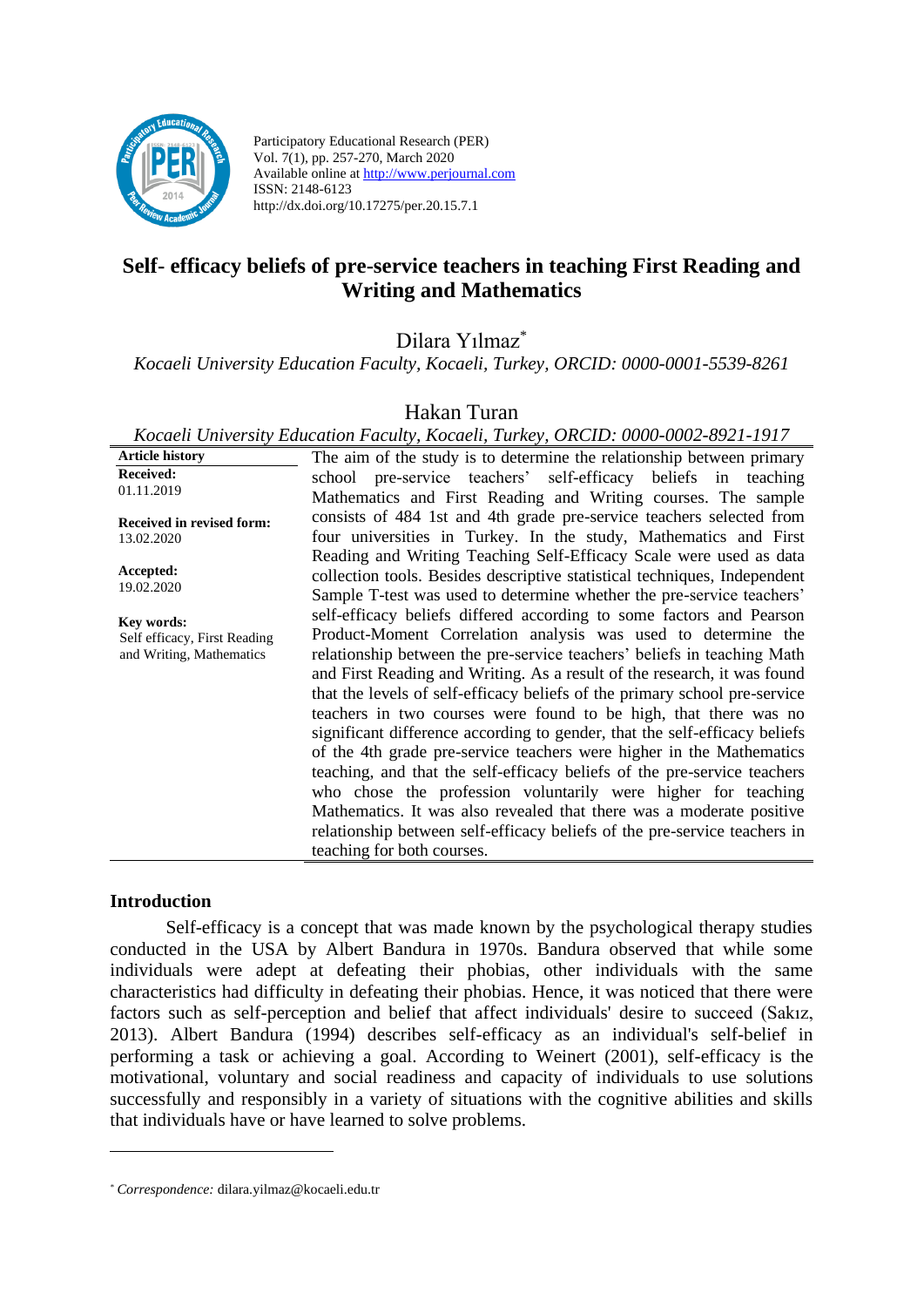Participatory Educational Research (PER)
Vol. 7(1), pp. 257-270, March 2020
Available online at http://www.perjournal.com
ISSN: 2148-6123
http://dx.doi.org/10.17275/per.20.15.7.1

# Self- efficacy beliefs of pre-service teachers in teaching First Reading and Writing and Mathematics

Dilara Yılmaz[*]

*Kocaeli University Education Faculty, Kocaeli, Turkey, ORCID: 0000-0001-5539-8261*

Hakan Turan

*Kocaeli University Education Faculty, Kocaeli, Turkey, ORCID: 0000-0002-8921-1917*

**Article history**

**Received:**
01.11.2019

**Received in revised form:**
13.02.2020

**Accepted:**
19.02.2020

**Key words:**
Self efficacy, First Reading and Writing, Mathematics

The aim of the study is to determine the relationship between primary school pre-service teachers' self-efficacy beliefs in teaching Mathematics and First Reading and Writing courses. The sample consists of 484 1st and 4th grade pre-service teachers selected from four universities in Turkey. In the study, Mathematics and First Reading and Writing Teaching Self-Efficacy Scale were used as data collection tools. Besides descriptive statistical techniques, Independent Sample T-test was used to determine whether the pre-service teachers' self-efficacy beliefs differed according to some factors and Pearson Product-Moment Correlation analysis was used to determine the relationship between the pre-service teachers' beliefs in teaching Math and First Reading and Writing. As a result of the research, it was found that the levels of self-efficacy beliefs of the primary school pre-service teachers in two courses were found to be high, that there was no significant difference according to gender, that the self-efficacy beliefs of the 4th grade pre-service teachers were higher in the Mathematics teaching, and that the self-efficacy beliefs of the pre-service teachers who chose the profession voluntarily were higher for teaching Mathematics. It was also revealed that there was a moderate positive relationship between self-efficacy beliefs of the pre-service teachers in teaching for both courses.

## Introduction

Self-efficacy is a concept that was made known by the psychological therapy studies conducted in the USA by Albert Bandura in 1970s. Bandura observed that while some individuals were adept at defeating their phobias, other individuals with the same characteristics had difficulty in defeating their phobias. Hence, it was noticed that there were factors such as self-perception and belief that affect individuals' desire to succeed (Sakız, 2013). Albert Bandura (1994) describes self-efficacy as an individual's self-belief in performing a task or achieving a goal. According to Weinert (2001), self-efficacy is the motivational, voluntary and social readiness and capacity of individuals to use solutions successfully and responsibly in a variety of situations with the cognitive abilities and skills that individuals have or have learned to solve problems.

---

[*] *Correspondence:* dilara.yilmaz@kocaeli.edu.tr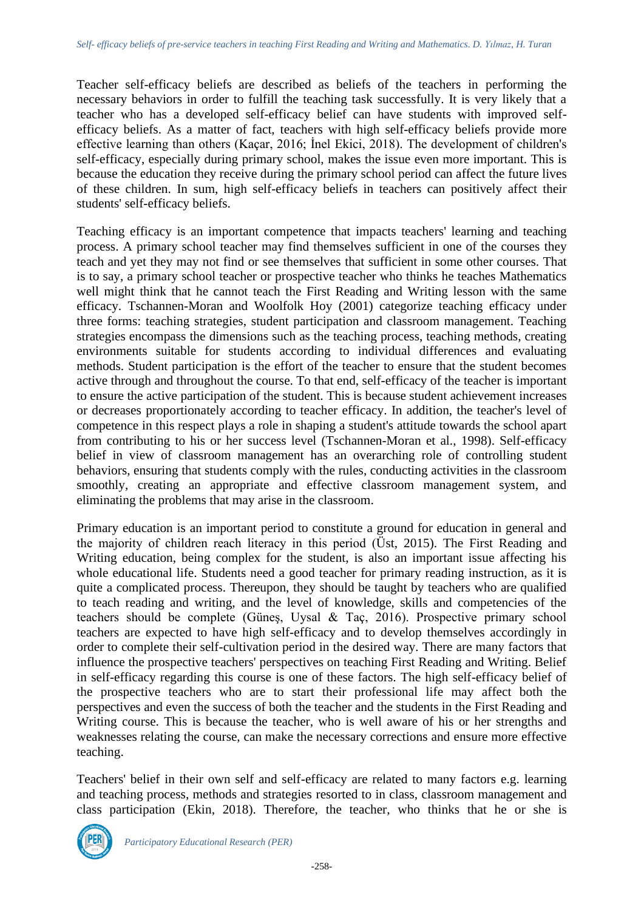Teacher self-efficacy beliefs are described as beliefs of the teachers in performing the necessary behaviors in order to fulfill the teaching task successfully. It is very likely that a teacher who has a developed self-efficacy belief can have students with improved self-efficacy beliefs. As a matter of fact, teachers with high self-efficacy beliefs provide more effective learning than others (Kaçar, 2016; İnel Ekici, 2018). The development of children's self-efficacy, especially during primary school, makes the issue even more important. This is because the education they receive during the primary school period can affect the future lives of these children. In sum, high self-efficacy beliefs in teachers can positively affect their students' self-efficacy beliefs.

Teaching efficacy is an important competence that impacts teachers' learning and teaching process. A primary school teacher may find themselves sufficient in one of the courses they teach and yet they may not find or see themselves that sufficient in some other courses. That is to say, a primary school teacher or prospective teacher who thinks he teaches Mathematics well might think that he cannot teach the First Reading and Writing lesson with the same efficacy. Tschannen-Moran and Woolfolk Hoy (2001) categorize teaching efficacy under three forms: teaching strategies, student participation and classroom management. Teaching strategies encompass the dimensions such as the teaching process, teaching methods, creating environments suitable for students according to individual differences and evaluating methods. Student participation is the effort of the teacher to ensure that the student becomes active through and throughout the course. To that end, self-efficacy of the teacher is important to ensure the active participation of the student. This is because student achievement increases or decreases proportionately according to teacher efficacy. In addition, the teacher's level of competence in this respect plays a role in shaping a student's attitude towards the school apart from contributing to his or her success level (Tschannen-Moran et al., 1998). Self-efficacy belief in view of classroom management has an overarching role of controlling student behaviors, ensuring that students comply with the rules, conducting activities in the classroom smoothly, creating an appropriate and effective classroom management system, and eliminating the problems that may arise in the classroom.

Primary education is an important period to constitute a ground for education in general and the majority of children reach literacy in this period (Üst, 2015). The First Reading and Writing education, being complex for the student, is also an important issue affecting his whole educational life. Students need a good teacher for primary reading instruction, as it is quite a complicated process. Thereupon, they should be taught by teachers who are qualified to teach reading and writing, and the level of knowledge, skills and competencies of the teachers should be complete (Güneş, Uysal & Taç, 2016). Prospective primary school teachers are expected to have high self-efficacy and to develop themselves accordingly in order to complete their self-cultivation period in the desired way. There are many factors that influence the prospective teachers' perspectives on teaching First Reading and Writing. Belief in self-efficacy regarding this course is one of these factors. The high self-efficacy belief of the prospective teachers who are to start their professional life may affect both the perspectives and even the success of both the teacher and the students in the First Reading and Writing course. This is because the teacher, who is well aware of his or her strengths and weaknesses relating the course, can make the necessary corrections and ensure more effective teaching.

Teachers' belief in their own self and self-efficacy are related to many factors e.g. learning and teaching process, methods and strategies resorted to in class, classroom management and class participation (Ekin, 2018). Therefore, the teacher, who thinks that he or she is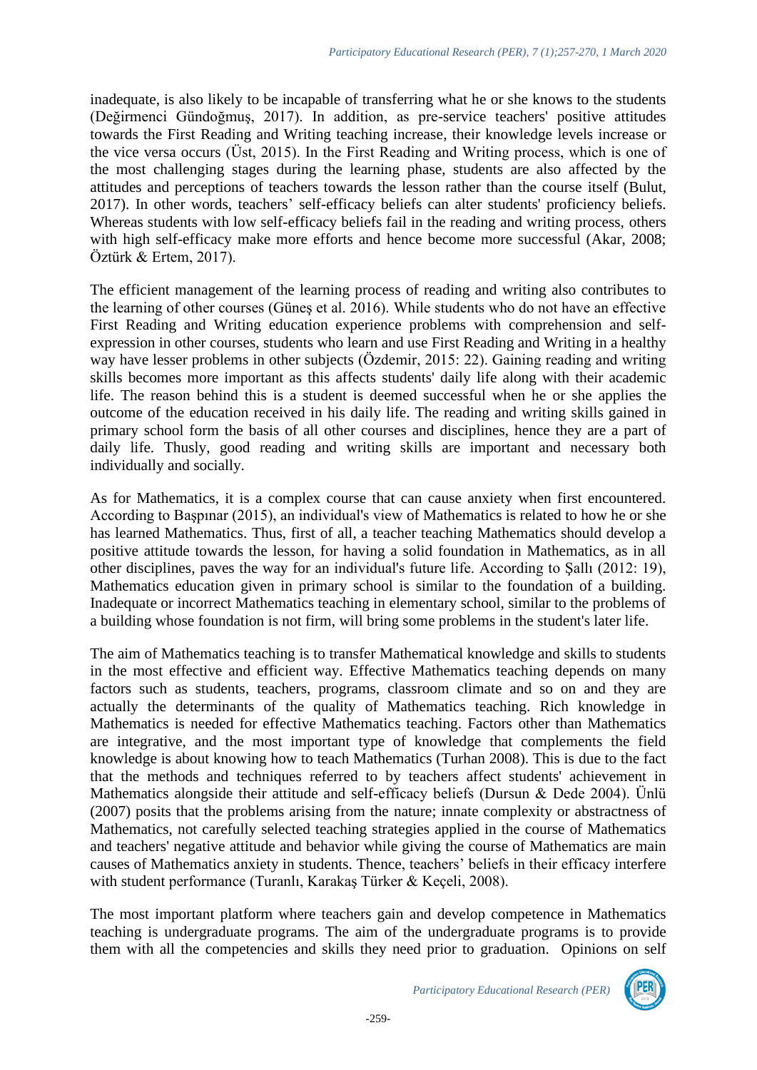inadequate, is also likely to be incapable of transferring what he or she knows to the students (Değirmenci Gündoğmuş, 2017). In addition, as pre-service teachers' positive attitudes towards the First Reading and Writing teaching increase, their knowledge levels increase or the vice versa occurs (Üst, 2015). In the First Reading and Writing process, which is one of the most challenging stages during the learning phase, students are also affected by the attitudes and perceptions of teachers towards the lesson rather than the course itself (Bulut, 2017). In other words, teachers' self-efficacy beliefs can alter students' proficiency beliefs. Whereas students with low self-efficacy beliefs fail in the reading and writing process, others with high self-efficacy make more efforts and hence become more successful (Akar, 2008; Öztürk & Ertem, 2017).

The efficient management of the learning process of reading and writing also contributes to the learning of other courses (Güneş et al. 2016). While students who do not have an effective First Reading and Writing education experience problems with comprehension and self-expression in other courses, students who learn and use First Reading and Writing in a healthy way have lesser problems in other subjects (Özdemir, 2015: 22). Gaining reading and writing skills becomes more important as this affects students' daily life along with their academic life. The reason behind this is a student is deemed successful when he or she applies the outcome of the education received in his daily life. The reading and writing skills gained in primary school form the basis of all other courses and disciplines, hence they are a part of daily life. Thusly, good reading and writing skills are important and necessary both individually and socially.

As for Mathematics, it is a complex course that can cause anxiety when first encountered. According to Başpınar (2015), an individual's view of Mathematics is related to how he or she has learned Mathematics. Thus, first of all, a teacher teaching Mathematics should develop a positive attitude towards the lesson, for having a solid foundation in Mathematics, as in all other disciplines, paves the way for an individual's future life. According to Şallı (2012: 19), Mathematics education given in primary school is similar to the foundation of a building. Inadequate or incorrect Mathematics teaching in elementary school, similar to the problems of a building whose foundation is not firm, will bring some problems in the student's later life.

The aim of Mathematics teaching is to transfer Mathematical knowledge and skills to students in the most effective and efficient way. Effective Mathematics teaching depends on many factors such as students, teachers, programs, classroom climate and so on and they are actually the determinants of the quality of Mathematics teaching. Rich knowledge in Mathematics is needed for effective Mathematics teaching. Factors other than Mathematics are integrative, and the most important type of knowledge that complements the field knowledge is about knowing how to teach Mathematics (Turhan 2008). This is due to the fact that the methods and techniques referred to by teachers affect students' achievement in Mathematics alongside their attitude and self-efficacy beliefs (Dursun & Dede 2004). Ünlü (2007) posits that the problems arising from the nature; innate complexity or abstractness of Mathematics, not carefully selected teaching strategies applied in the course of Mathematics and teachers' negative attitude and behavior while giving the course of Mathematics are main causes of Mathematics anxiety in students. Thence, teachers' beliefs in their efficacy interfere with student performance (Turanlı, Karakaş Türker & Keçeli, 2008).

The most important platform where teachers gain and develop competence in Mathematics teaching is undergraduate programs. The aim of the undergraduate programs is to provide them with all the competencies and skills they need prior to graduation. Opinions on self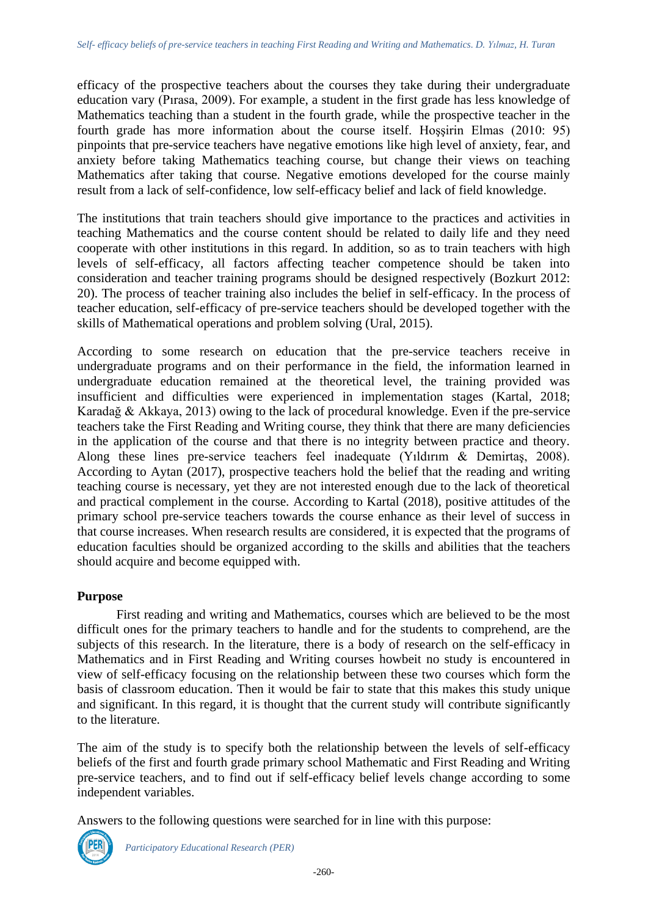efficacy of the prospective teachers about the courses they take during their undergraduate education vary (Pırasa, 2009). For example, a student in the first grade has less knowledge of Mathematics teaching than a student in the fourth grade, while the prospective teacher in the fourth grade has more information about the course itself. Hoşşirin Elmas (2010: 95) pinpoints that pre-service teachers have negative emotions like high level of anxiety, fear, and anxiety before taking Mathematics teaching course, but change their views on teaching Mathematics after taking that course. Negative emotions developed for the course mainly result from a lack of self-confidence, low self-efficacy belief and lack of field knowledge.

The institutions that train teachers should give importance to the practices and activities in teaching Mathematics and the course content should be related to daily life and they need cooperate with other institutions in this regard. In addition, so as to train teachers with high levels of self-efficacy, all factors affecting teacher competence should be taken into consideration and teacher training programs should be designed respectively (Bozkurt 2012: 20). The process of teacher training also includes the belief in self-efficacy. In the process of teacher education, self-efficacy of pre-service teachers should be developed together with the skills of Mathematical operations and problem solving (Ural, 2015).

According to some research on education that the pre-service teachers receive in undergraduate programs and on their performance in the field, the information learned in undergraduate education remained at the theoretical level, the training provided was insufficient and difficulties were experienced in implementation stages (Kartal, 2018; Karadağ & Akkaya, 2013) owing to the lack of procedural knowledge. Even if the pre-service teachers take the First Reading and Writing course, they think that there are many deficiencies in the application of the course and that there is no integrity between practice and theory. Along these lines pre-service teachers feel inadequate (Yıldırım & Demirtaş, 2008). According to Aytan (2017), prospective teachers hold the belief that the reading and writing teaching course is necessary, yet they are not interested enough due to the lack of theoretical and practical complement in the course. According to Kartal (2018), positive attitudes of the primary school pre-service teachers towards the course enhance as their level of success in that course increases. When research results are considered, it is expected that the programs of education faculties should be organized according to the skills and abilities that the teachers should acquire and become equipped with.

## Purpose

First reading and writing and Mathematics, courses which are believed to be the most difficult ones for the primary teachers to handle and for the students to comprehend, are the subjects of this research. In the literature, there is a body of research on the self-efficacy in Mathematics and in First Reading and Writing courses howbeit no study is encountered in view of self-efficacy focusing on the relationship between these two courses which form the basis of classroom education. Then it would be fair to state that this makes this study unique and significant. In this regard, it is thought that the current study will contribute significantly to the literature.

The aim of the study is to specify both the relationship between the levels of self-efficacy beliefs of the first and fourth grade primary school Mathematic and First Reading and Writing pre-service teachers, and to find out if self-efficacy belief levels change according to some independent variables.

Answers to the following questions were searched for in line with this purpose: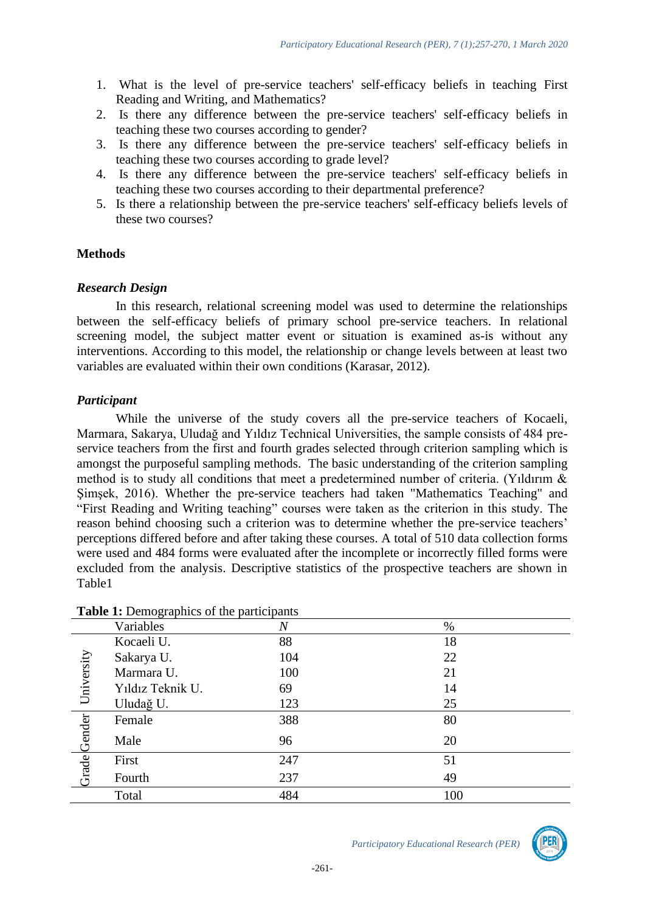1. What is the level of pre-service teachers' self-efficacy beliefs in teaching First Reading and Writing, and Mathematics?
2. Is there any difference between the pre-service teachers' self-efficacy beliefs in teaching these two courses according to gender?
3. Is there any difference between the pre-service teachers' self-efficacy beliefs in teaching these two courses according to grade level?
4. Is there any difference between the pre-service teachers' self-efficacy beliefs in teaching these two courses according to their departmental preference?
5. Is there a relationship between the pre-service teachers' self-efficacy beliefs levels of these two courses?

## Methods

### *Research Design*

In this research, relational screening model was used to determine the relationships between the self-efficacy beliefs of primary school pre-service teachers. In relational screening model, the subject matter event or situation is examined as-is without any interventions. According to this model, the relationship or change levels between at least two variables are evaluated within their own conditions (Karasar, 2012).

### *Participant*

While the universe of the study covers all the pre-service teachers of Kocaeli, Marmara, Sakarya, Uludağ and Yıldız Technical Universities, the sample consists of 484 pre-service teachers from the first and fourth grades selected through criterion sampling which is amongst the purposeful sampling methods. The basic understanding of the criterion sampling method is to study all conditions that meet a predetermined number of criteria. (Yıldırım & Şimşek, 2016). Whether the pre-service teachers had taken "Mathematics Teaching" and "First Reading and Writing teaching" courses were taken as the criterion in this study. The reason behind choosing such a criterion was to determine whether the pre-service teachers' perceptions differed before and after taking these courses. A total of 510 data collection forms were used and 484 forms were evaluated after the incomplete or incorrectly filled forms were excluded from the analysis. Descriptive statistics of the prospective teachers are shown in Table1

**Table 1:** Demographics of the participants

| | Variables | *N* | % |
|---|---|---|---|
| University | Kocaeli U. | 88 | 18 |
| | Sakarya U. | 104 | 22 |
| | Marmara U. | 100 | 21 |
| | Yıldız Teknik U. | 69 | 14 |
| | Uludağ U. | 123 | 25 |
| Gender | Female | 388 | 80 |
| | Male | 96 | 20 |
| Grade | First | 247 | 51 |
| | Fourth | 237 | 49 |
| | Total | 484 | 100 |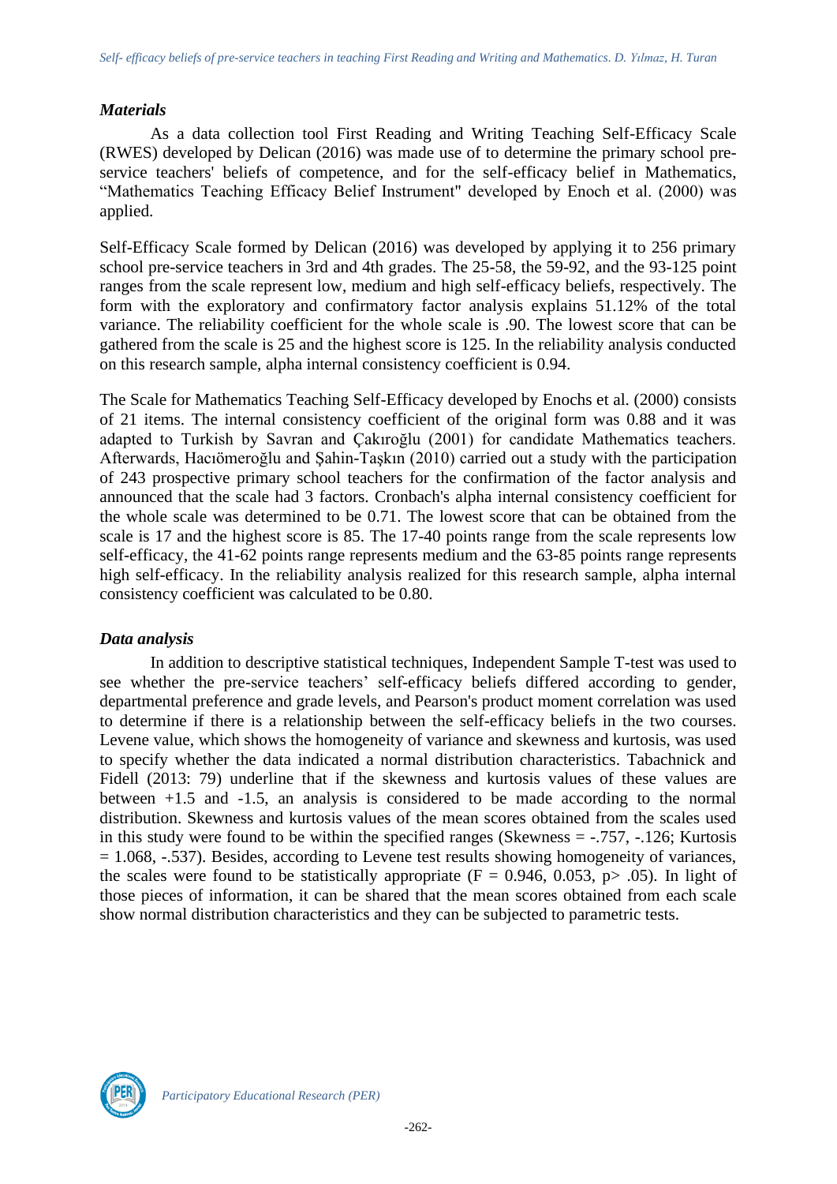### *Materials*

As a data collection tool First Reading and Writing Teaching Self-Efficacy Scale (RWES) developed by Delican (2016) was made use of to determine the primary school pre-service teachers' beliefs of competence, and for the self-efficacy belief in Mathematics, "Mathematics Teaching Efficacy Belief Instrument" developed by Enoch et al. (2000) was applied.

Self-Efficacy Scale formed by Delican (2016) was developed by applying it to 256 primary school pre-service teachers in 3rd and 4th grades. The 25-58, the 59-92, and the 93-125 point ranges from the scale represent low, medium and high self-efficacy beliefs, respectively. The form with the exploratory and confirmatory factor analysis explains 51.12% of the total variance. The reliability coefficient for the whole scale is .90. The lowest score that can be gathered from the scale is 25 and the highest score is 125. In the reliability analysis conducted on this research sample, alpha internal consistency coefficient is 0.94.

The Scale for Mathematics Teaching Self-Efficacy developed by Enochs et al. (2000) consists of 21 items. The internal consistency coefficient of the original form was 0.88 and it was adapted to Turkish by Savran and Çakıroğlu (2001) for candidate Mathematics teachers. Afterwards, Hacıömeroğlu and Şahin-Taşkın (2010) carried out a study with the participation of 243 prospective primary school teachers for the confirmation of the factor analysis and announced that the scale had 3 factors. Cronbach's alpha internal consistency coefficient for the whole scale was determined to be 0.71. The lowest score that can be obtained from the scale is 17 and the highest score is 85. The 17-40 points range from the scale represents low self-efficacy, the 41-62 points range represents medium and the 63-85 points range represents high self-efficacy. In the reliability analysis realized for this research sample, alpha internal consistency coefficient was calculated to be 0.80.

### *Data analysis*

In addition to descriptive statistical techniques, Independent Sample T-test was used to see whether the pre-service teachers' self-efficacy beliefs differed according to gender, departmental preference and grade levels, and Pearson's product moment correlation was used to determine if there is a relationship between the self-efficacy beliefs in the two courses. Levene value, which shows the homogeneity of variance and skewness and kurtosis, was used to specify whether the data indicated a normal distribution characteristics. Tabachnick and Fidell (2013: 79) underline that if the skewness and kurtosis values of these values are between +1.5 and -1.5, an analysis is considered to be made according to the normal distribution. Skewness and kurtosis values of the mean scores obtained from the scales used in this study were found to be within the specified ranges (Skewness = -.757, -.126; Kurtosis = 1.068, -.537). Besides, according to Levene test results showing homogeneity of variances, the scales were found to be statistically appropriate ($F = 0.946, 0.053, p > .05$). In light of those pieces of information, it can be shared that the mean scores obtained from each scale show normal distribution characteristics and they can be subjected to parametric tests.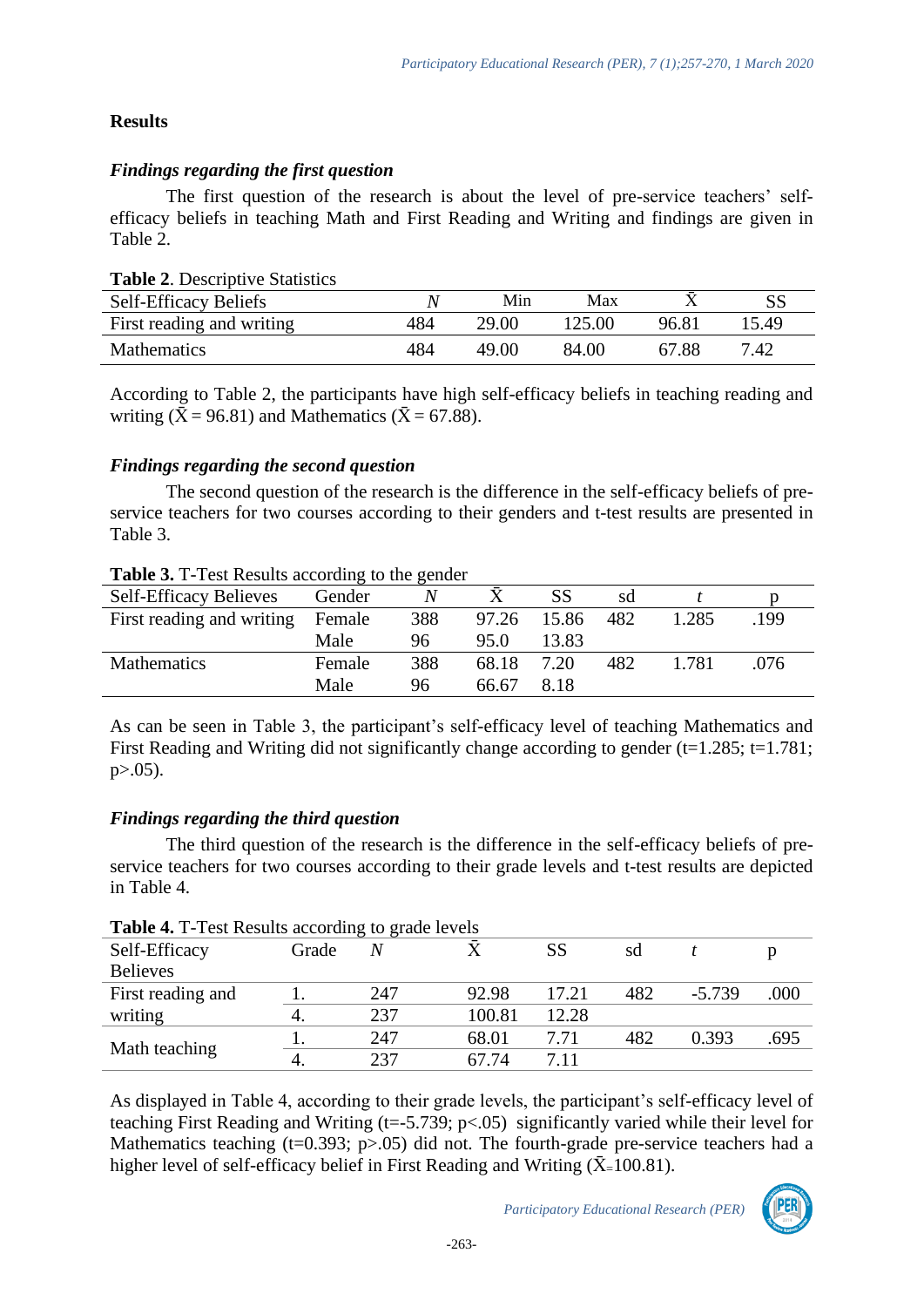## Results

### *Findings regarding the first question*

The first question of the research is about the level of pre-service teachers' self-efficacy beliefs in teaching Math and First Reading and Writing and findings are given in Table 2.

**Table 2**. Descriptive Statistics

| Self-Efficacy Beliefs | *N* | Min | Max | $\bar{X}$ | SS |
|---|---|---|---|---|---|
| First reading and writing | 484 | 29.00 | 125.00 | 96.81 | 15.49 |
| Mathematics | 484 | 49.00 | 84.00 | 67.88 | 7.42 |

According to Table 2, the participants have high self-efficacy beliefs in teaching reading and writing ($\bar{X} = 96.81$) and Mathematics ($\bar{X} = 67.88$).

### *Findings regarding the second question*

The second question of the research is the difference in the self-efficacy beliefs of pre-service teachers for two courses according to their genders and t-test results are presented in Table 3.

**Table 3.** T-Test Results according to the gender

| Self-Efficacy Believes | Gender | *N* | $\bar{X}$ | SS | sd | *t* | p |
|---|---|---|---|---|---|---|---|
| First reading and writing | Female | 388 | 97.26 | 15.86 | 482 | 1.285 | .199 |
| | Male | 96 | 95.0 | 13.83 | | | |
| Mathematics | Female | 388 | 68.18 | 7.20 | 482 | 1.781 | .076 |
| | Male | 96 | 66.67 | 8.18 | | | |

As can be seen in Table 3, the participant's self-efficacy level of teaching Mathematics and First Reading and Writing did not significantly change according to gender ($t=1.285$; $t=1.781$; $p>.05$).

### *Findings regarding the third question*

The third question of the research is the difference in the self-efficacy beliefs of pre-service teachers for two courses according to their grade levels and t-test results are depicted in Table 4.

**Table 4.** T-Test Results according to grade levels

| Self-Efficacy Believes | Grade | *N* | $\bar{X}$ | SS | sd | *t* | p |
|---|---|---|---|---|---|---|---|
| First reading and writing | 1. | 247 | 92.98 | 17.21 | 482 | -5.739 | .000 |
| | 4. | 237 | 100.81 | 12.28 | | | |
| Math teaching | 1. | 247 | 68.01 | 7.71 | 482 | 0.393 | .695 |
| | 4. | 237 | 67.74 | 7.11 | | | |

As displayed in Table 4, according to their grade levels, the participant's self-efficacy level of teaching First Reading and Writing ($t=-5.739$; $p<.05$) significantly varied while their level for Mathematics teaching ($t=0.393$; $p>.05$) did not. The fourth-grade pre-service teachers had a higher level of self-efficacy belief in First Reading and Writing ($\bar{X}=100.81$).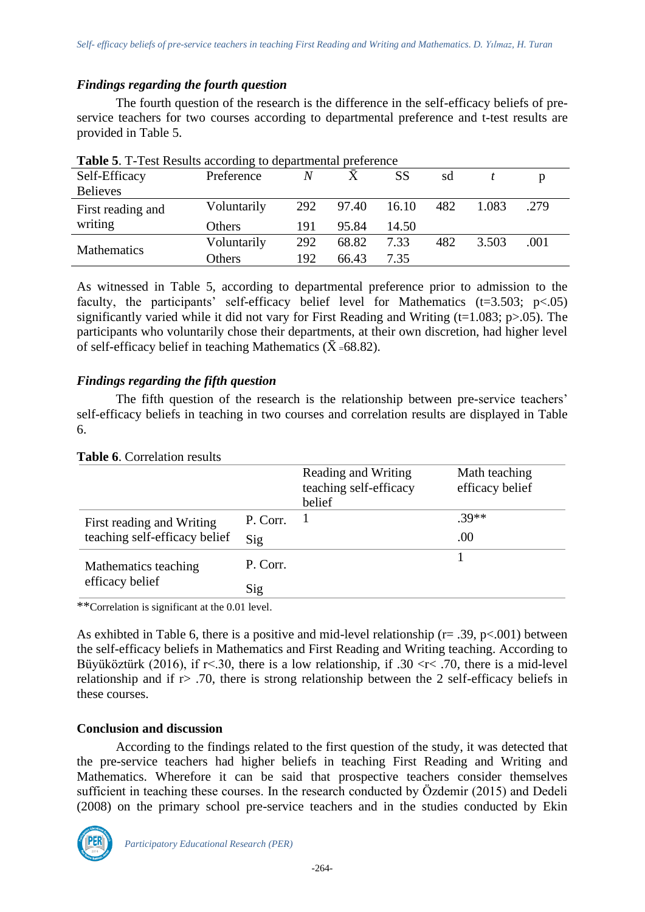### *Findings regarding the fourth question*

The fourth question of the research is the difference in the self-efficacy beliefs of pre-service teachers for two courses according to departmental preference and t-test results are provided in Table 5.

**Table 5**. T-Test Results according to departmental preference

| Self-Efficacy Believes | Preference | *N* | $\bar{X}$ | SS | sd | *t* | p |
|---|---|---|---|---|---|---|---|
| First reading and writing | Voluntarily | 292 | 97.40 | 16.10 | 482 | 1.083 | .279 |
| | Others | 191 | 95.84 | 14.50 | | | |
| Mathematics | Voluntarily | 292 | 68.82 | 7.33 | 482 | 3.503 | .001 |
| | Others | 192 | 66.43 | 7.35 | | | |

As witnessed in Table 5, according to departmental preference prior to admission to the faculty, the participants' self-efficacy belief level for Mathematics ($t=3.503$; $p<.05$) significantly varied while it did not vary for First Reading and Writing ($t=1.083$; $p>.05$). The participants who voluntarily chose their departments, at their own discretion, had higher level of self-efficacy belief in teaching Mathematics ($\bar{X}=68.82$).

### *Findings regarding the fifth question*

The fifth question of the research is the relationship between pre-service teachers' self-efficacy beliefs in teaching in two courses and correlation results are displayed in Table 6.

**Table 6**. Correlation results

| | | Reading and Writing teaching self-efficacy belief | Math teaching efficacy belief |
|---|---|---|---|
| First reading and Writing teaching self-efficacy belief | P. Corr. | 1 | .39** |
| | Sig | | .00 |
| Mathematics teaching efficacy belief | P. Corr. | | 1 |
| | Sig | | |

**Correlation is significant at the 0.01 level.

As exhibted in Table 6, there is a positive and mid-level relationship ($r= .39$, $p<.001$) between the self-efficacy beliefs in Mathematics and First Reading and Writing teaching. According to Büyüköztürk (2016), if $r<.30$, there is a low relationship, if $.30 <r< .70$, there is a mid-level relationship and if $r> .70$, there is strong relationship between the 2 self-efficacy beliefs in these courses.

### **Conclusion and discussion**

According to the findings related to the first question of the study, it was detected that the pre-service teachers had higher beliefs in teaching First Reading and Writing and Mathematics. Wherefore it can be said that prospective teachers consider themselves sufficient in teaching these courses. In the research conducted by Özdemir (2015) and Dedeli (2008) on the primary school pre-service teachers and in the studies conducted by Ekin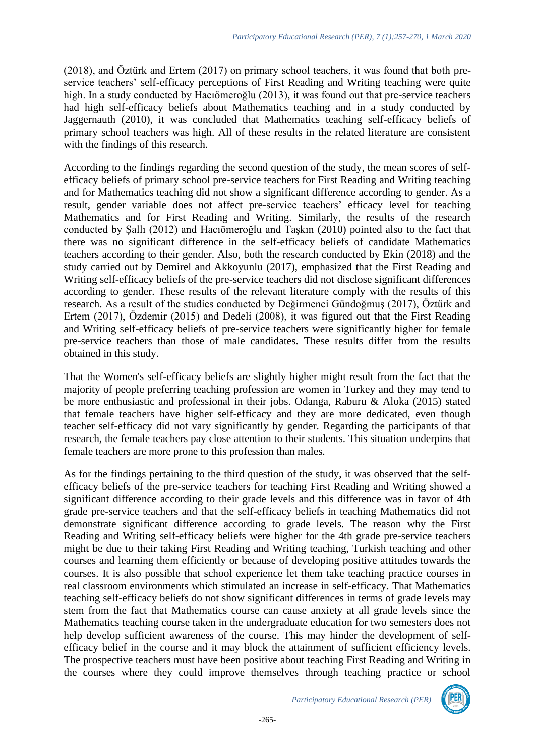(2018), and Öztürk and Ertem (2017) on primary school teachers, it was found that both pre-service teachers' self-efficacy perceptions of First Reading and Writing teaching were quite high. In a study conducted by Hacıömeroğlu (2013), it was found out that pre-service teachers had high self-efficacy beliefs about Mathematics teaching and in a study conducted by Jaggernauth (2010), it was concluded that Mathematics teaching self-efficacy beliefs of primary school teachers was high. All of these results in the related literature are consistent with the findings of this research.

According to the findings regarding the second question of the study, the mean scores of self-efficacy beliefs of primary school pre-service teachers for First Reading and Writing teaching and for Mathematics teaching did not show a significant difference according to gender. As a result, gender variable does not affect pre-service teachers' efficacy level for teaching Mathematics and for First Reading and Writing. Similarly, the results of the research conducted by Şallı (2012) and Hacıömeroğlu and Taşkın (2010) pointed also to the fact that there was no significant difference in the self-efficacy beliefs of candidate Mathematics teachers according to their gender. Also, both the research conducted by Ekin (2018) and the study carried out by Demirel and Akkoyunlu (2017), emphasized that the First Reading and Writing self-efficacy beliefs of the pre-service teachers did not disclose significant differences according to gender. These results of the relevant literature comply with the results of this research. As a result of the studies conducted by Değirmenci Gündoğmuş (2017), Öztürk and Ertem (2017), Özdemir (2015) and Dedeli (2008), it was figured out that the First Reading and Writing self-efficacy beliefs of pre-service teachers were significantly higher for female pre-service teachers than those of male candidates. These results differ from the results obtained in this study.

That the Women's self-efficacy beliefs are slightly higher might result from the fact that the majority of people preferring teaching profession are women in Turkey and they may tend to be more enthusiastic and professional in their jobs. Odanga, Raburu & Aloka (2015) stated that female teachers have higher self-efficacy and they are more dedicated, even though teacher self-efficacy did not vary significantly by gender. Regarding the participants of that research, the female teachers pay close attention to their students. This situation underpins that female teachers are more prone to this profession than males.

As for the findings pertaining to the third question of the study, it was observed that the self-efficacy beliefs of the pre-service teachers for teaching First Reading and Writing showed a significant difference according to their grade levels and this difference was in favor of 4th grade pre-service teachers and that the self-efficacy beliefs in teaching Mathematics did not demonstrate significant difference according to grade levels. The reason why the First Reading and Writing self-efficacy beliefs were higher for the 4th grade pre-service teachers might be due to their taking First Reading and Writing teaching, Turkish teaching and other courses and learning them efficiently or because of developing positive attitudes towards the courses. It is also possible that school experience let them take teaching practice courses in real classroom environments which stimulated an increase in self-efficacy. That Mathematics teaching self-efficacy beliefs do not show significant differences in terms of grade levels may stem from the fact that Mathematics course can cause anxiety at all grade levels since the Mathematics teaching course taken in the undergraduate education for two semesters does not help develop sufficient awareness of the course. This may hinder the development of self-efficacy belief in the course and it may block the attainment of sufficient efficiency levels. The prospective teachers must have been positive about teaching First Reading and Writing in the courses where they could improve themselves through teaching practice or school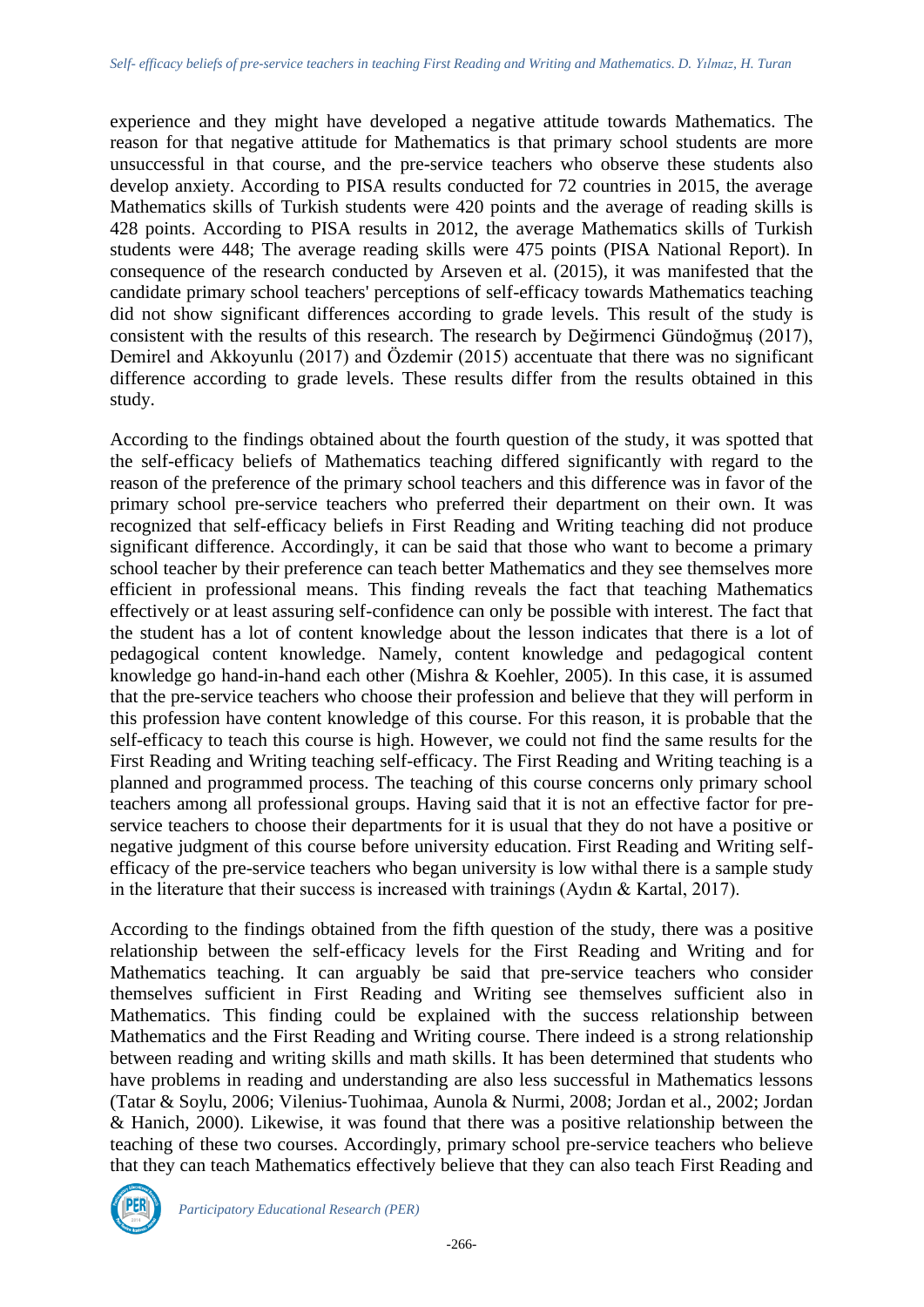experience and they might have developed a negative attitude towards Mathematics. The reason for that negative attitude for Mathematics is that primary school students are more unsuccessful in that course, and the pre-service teachers who observe these students also develop anxiety. According to PISA results conducted for 72 countries in 2015, the average Mathematics skills of Turkish students were 420 points and the average of reading skills is 428 points. According to PISA results in 2012, the average Mathematics skills of Turkish students were 448; The average reading skills were 475 points (PISA National Report). In consequence of the research conducted by Arseven et al. (2015), it was manifested that the candidate primary school teachers' perceptions of self-efficacy towards Mathematics teaching did not show significant differences according to grade levels. This result of the study is consistent with the results of this research. The research by Değirmenci Gündoğmuş (2017), Demirel and Akkoyunlu (2017) and Özdemir (2015) accentuate that there was no significant difference according to grade levels. These results differ from the results obtained in this study.

According to the findings obtained about the fourth question of the study, it was spotted that the self-efficacy beliefs of Mathematics teaching differed significantly with regard to the reason of the preference of the primary school teachers and this difference was in favor of the primary school pre-service teachers who preferred their department on their own. It was recognized that self-efficacy beliefs in First Reading and Writing teaching did not produce significant difference. Accordingly, it can be said that those who want to become a primary school teacher by their preference can teach better Mathematics and they see themselves more efficient in professional means. This finding reveals the fact that teaching Mathematics effectively or at least assuring self-confidence can only be possible with interest. The fact that the student has a lot of content knowledge about the lesson indicates that there is a lot of pedagogical content knowledge. Namely, content knowledge and pedagogical content knowledge go hand-in-hand each other (Mishra & Koehler, 2005). In this case, it is assumed that the pre-service teachers who choose their profession and believe that they will perform in this profession have content knowledge of this course. For this reason, it is probable that the self-efficacy to teach this course is high. However, we could not find the same results for the First Reading and Writing teaching self-efficacy. The First Reading and Writing teaching is a planned and programmed process. The teaching of this course concerns only primary school teachers among all professional groups. Having said that it is not an effective factor for pre-service teachers to choose their departments for it is usual that they do not have a positive or negative judgment of this course before university education. First Reading and Writing self-efficacy of the pre-service teachers who began university is low withal there is a sample study in the literature that their success is increased with trainings (Aydın & Kartal, 2017).

According to the findings obtained from the fifth question of the study, there was a positive relationship between the self-efficacy levels for the First Reading and Writing and for Mathematics teaching. It can arguably be said that pre-service teachers who consider themselves sufficient in First Reading and Writing see themselves sufficient also in Mathematics. This finding could be explained with the success relationship between Mathematics and the First Reading and Writing course. There indeed is a strong relationship between reading and writing skills and math skills. It has been determined that students who have problems in reading and understanding are also less successful in Mathematics lessons (Tatar & Soylu, 2006; Vilenius-Tuohimaa, Aunola & Nurmi, 2008; Jordan et al., 2002; Jordan & Hanich, 2000). Likewise, it was found that there was a positive relationship between the teaching of these two courses. Accordingly, primary school pre-service teachers who believe that they can teach Mathematics effectively believe that they can also teach First Reading and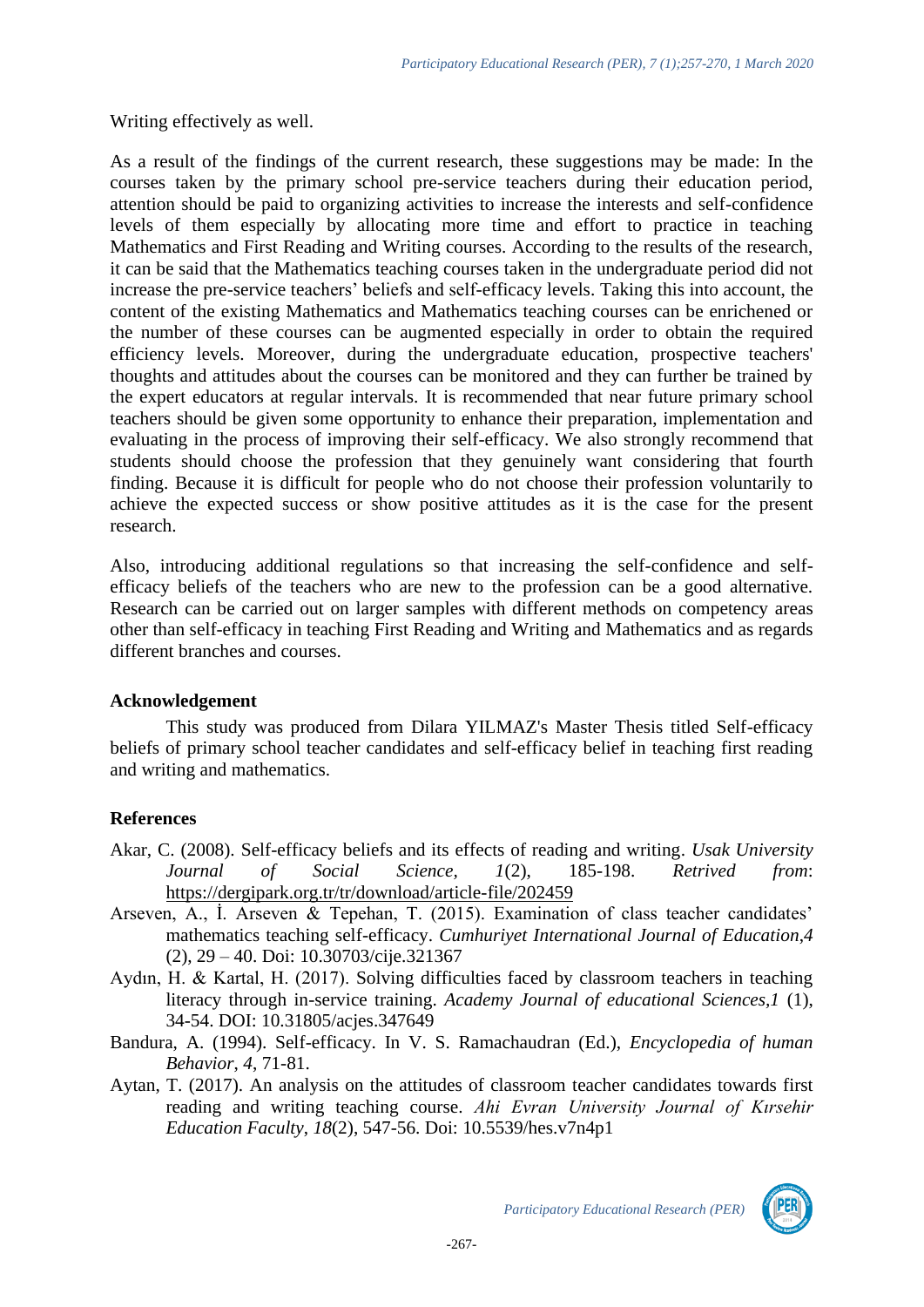Writing effectively as well.

As a result of the findings of the current research, these suggestions may be made: In the courses taken by the primary school pre-service teachers during their education period, attention should be paid to organizing activities to increase the interests and self-confidence levels of them especially by allocating more time and effort to practice in teaching Mathematics and First Reading and Writing courses. According to the results of the research, it can be said that the Mathematics teaching courses taken in the undergraduate period did not increase the pre-service teachers' beliefs and self-efficacy levels. Taking this into account, the content of the existing Mathematics and Mathematics teaching courses can be enrichened or the number of these courses can be augmented especially in order to obtain the required efficiency levels. Moreover, during the undergraduate education, prospective teachers' thoughts and attitudes about the courses can be monitored and they can further be trained by the expert educators at regular intervals. It is recommended that near future primary school teachers should be given some opportunity to enhance their preparation, implementation and evaluating in the process of improving their self-efficacy. We also strongly recommend that students should choose the profession that they genuinely want considering that fourth finding. Because it is difficult for people who do not choose their profession voluntarily to achieve the expected success or show positive attitudes as it is the case for the present research.

Also, introducing additional regulations so that increasing the self-confidence and self-efficacy beliefs of the teachers who are new to the profession can be a good alternative. Research can be carried out on larger samples with different methods on competency areas other than self-efficacy in teaching First Reading and Writing and Mathematics and as regards different branches and courses.

## Acknowledgement

This study was produced from Dilara YILMAZ's Master Thesis titled Self-efficacy beliefs of primary school teacher candidates and self-efficacy belief in teaching first reading and writing and mathematics.

## References

Akar, C. (2008). Self-efficacy beliefs and its effects of reading and writing. *Usak University Journal of Social Science, 1*(2), 185-198. *Retrived from*: https://dergipark.org.tr/tr/download/article-file/202459

Arseven, A., İ. Arseven & Tepehan, T. (2015). Examination of class teacher candidates' mathematics teaching self-efficacy. *Cumhuriyet International Journal of Education,4* (2), 29 – 40. Doi: 10.30703/cije.321367

Aydın, H. & Kartal, H. (2017). Solving difficulties faced by classroom teachers in teaching literacy through in-service training. *Academy Journal of educational Sciences,1* (1), 34-54. DOI: 10.31805/acjes.347649

Bandura, A. (1994). Self-efficacy. In V. S. Ramachaudran (Ed.), *Encyclopedia of human Behavior*, *4*, 71-81.

Aytan, T. (2017). An analysis on the attitudes of classroom teacher candidates towards first reading and writing teaching course. *Ahi Evran University Journal of Kırsehir Education Faculty*, *18*(2), 547-56. Doi: 10.5539/hes.v7n4p1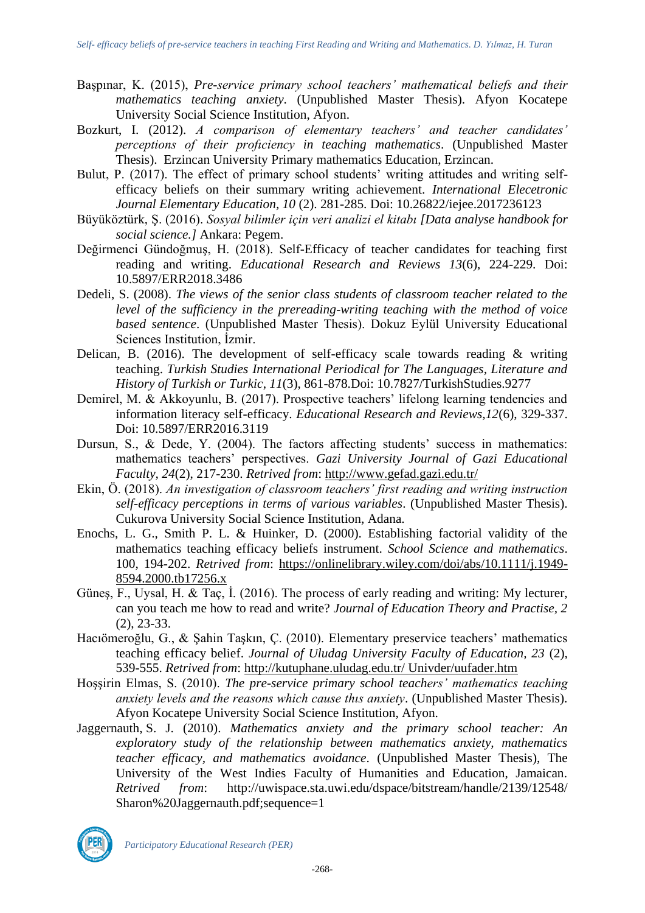Başpınar, K. (2015), *Pre-service primary school teachers' mathematical beliefs and their mathematics teaching anxiety*. (Unpublished Master Thesis). Afyon Kocatepe University Social Science Institution, Afyon.

Bozkurt, I. (2012). *A comparison of elementary teachers' and teacher candidates' perceptions of their proficiency in teaching mathematics*. (Unpublished Master Thesis). Erzincan University Primary mathematics Education, Erzincan.

Bulut, P. (2017). The effect of primary school students' writing attitudes and writing self-efficacy beliefs on their summary writing achievement. *International Elecetronic Journal Elementary Education, 10* (2). 281-285. Doi: 10.26822/iejee.2017236123

Büyüköztürk, Ş. (2016). *Sosyal bilimler için veri analizi el kitabı [Data analyse handbook for social science.]* Ankara: Pegem.

Değirmenci Gündoğmuş, H. (2018). Self-Efficacy of teacher candidates for teaching first reading and writing. *Educational Research and Reviews 13*(6), 224-229. Doi: 10.5897/ERR2018.3486

Dedeli, S. (2008). *The views of the senior class students of classroom teacher related to the level of the sufficiency in the prereading-writing teaching with the method of voice based sentence*. (Unpublished Master Thesis). Dokuz Eylül University Educational Sciences Institution, İzmir.

Delican, B. (2016). The development of self-efficacy scale towards reading & writing teaching. *Turkish Studies International Periodical for The Languages, Literature and History of Turkish or Turkic*, *11*(3), 861-878.Doi: 10.7827/TurkishStudies.9277

Demirel, M. & Akkoyunlu, B. (2017). Prospective teachers' lifelong learning tendencies and information literacy self-efficacy. *Educational Research and Reviews,12*(6), 329-337. Doi: 10.5897/ERR2016.3119

Dursun, S., & Dede, Y. (2004). The factors affecting students' success in mathematics: mathematics teachers' perspectives. *Gazi University Journal of Gazi Educational Faculty, 24*(2), 217-230. *Retrived from*: http://www.gefad.gazi.edu.tr/

Ekin, Ö. (2018). *An investigation of classroom teachers' first reading and writing instruction self-efficacy perceptions in terms of various variables*. (Unpublished Master Thesis). Cukurova University Social Science Institution, Adana.

Enochs, L. G., Smith P. L. & Huinker, D. (2000). Establishing factorial validity of the mathematics teaching efficacy beliefs instrument. *School Science and mathematics*. 100, 194-202. *Retrived from*: https://onlinelibrary.wiley.com/doi/abs/10.1111/j.1949-8594.2000.tb17256.x

Güneş, F., Uysal, H. & Taç, İ. (2016). The process of early reading and writing: My lecturer, can you teach me how to read and write? *Journal of Education Theory and Practise, 2* (2), 23-33.

Hacıömeroğlu, G., & Şahin Taşkın, Ç. (2010). Elementary preservice teachers' mathematics teaching efficacy belief. *Journal of Uludag University Faculty of Education, 23* (2), 539-555. *Retrived from*: http://kutuphane.uludag.edu.tr/ Univder/uufader.htm

Hoşşirin Elmas, S. (2010). *The pre-service primary school teachers' mathematics teaching anxiety levels and the reasons which cause thıs anxiety*. (Unpublished Master Thesis). Afyon Kocatepe University Social Science Institution, Afyon.

Jaggernauth, S. J. (2010). *Mathematics anxiety and the primary school teacher: An exploratory study of the relationship between mathematics anxiety, mathematics teacher efficacy, and mathematics avoidance*. (Unpublished Master Thesis), The University of the West Indies Faculty of Humanities and Education, Jamaican. *Retrived from*: http://uwispace.sta.uwi.edu/dspace/bitstream/handle/2139/12548/Sharon%20Jaggernauth.pdf;sequence=1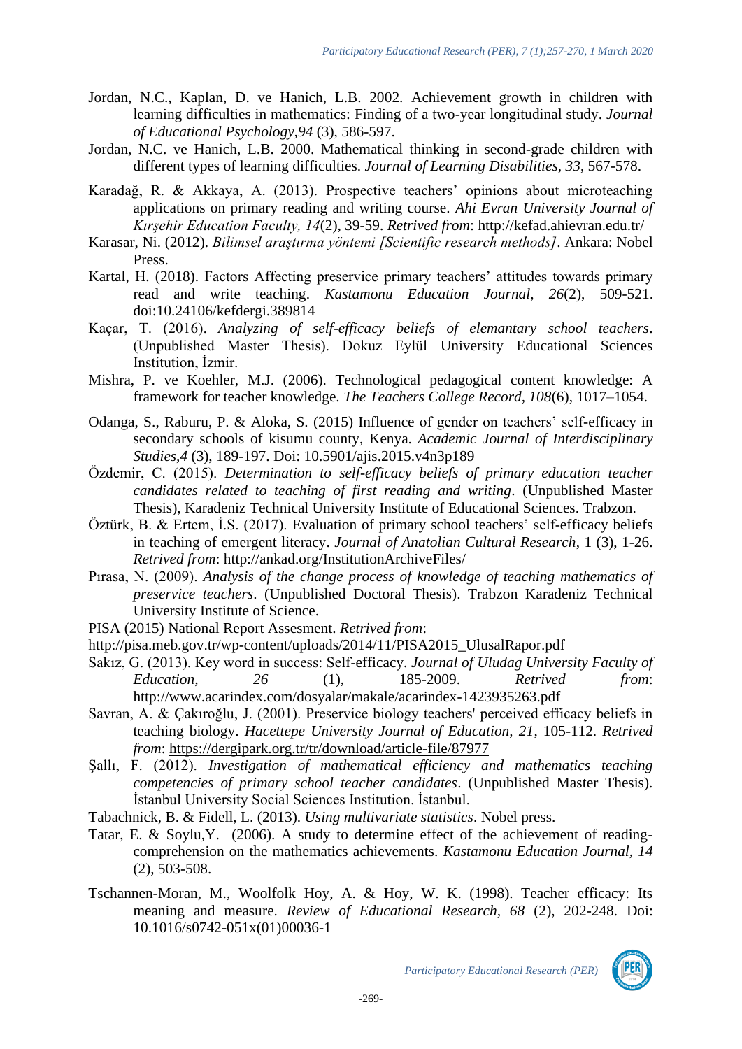Jordan, N.C., Kaplan, D. ve Hanich, L.B. 2002. Achievement growth in children with learning difficulties in mathematics: Finding of a two-year longitudinal study. *Journal of Educational Psychology,94* (3), 586-597.

Jordan, N.C. ve Hanich, L.B. 2000. Mathematical thinking in second-grade children with different types of learning difficulties. *Journal of Learning Disabilities, 33*, 567-578.

Karadağ, R. & Akkaya, A. (2013). Prospective teachers' opinions about microteaching applications on primary reading and writing course. *Ahi Evran University Journal of Kırşehir Education Faculty, 14*(2), 39-59. *Retrived from*: http://kefad.ahievran.edu.tr/

Karasar, Ni. (2012). *Bilimsel araştırma yöntemi [Scientific research methods]*. Ankara: Nobel Press.

Kartal, H. (2018). Factors Affecting preservice primary teachers' attitudes towards primary read and write teaching. *Kastamonu Education Journal, 26*(2), 509-521. doi:10.24106/kefdergi.389814

Kaçar, T. (2016). *Analyzing of self-efficacy beliefs of elemantary school teachers*. (Unpublished Master Thesis). Dokuz Eylül University Educational Sciences Institution, İzmir.

Mishra, P. ve Koehler, M.J. (2006). Technological pedagogical content knowledge: A framework for teacher knowledge. *The Teachers College Record, 108*(6), 1017–1054.

Odanga, S., Raburu, P. & Aloka, S. (2015) Influence of gender on teachers' self-efficacy in secondary schools of kisumu county, Kenya. *Academic Journal of Interdisciplinary Studies,4* (3), 189-197. Doi: 10.5901/ajis.2015.v4n3p189

Özdemir, C. (2015). *Determination to self-efficacy beliefs of primary education teacher candidates related to teaching of first reading and writing*. (Unpublished Master Thesis), Karadeniz Technical University Institute of Educational Sciences. Trabzon.

Öztürk, B. & Ertem, İ.S. (2017). Evaluation of primary school teachers' self-efficacy beliefs in teaching of emergent literacy. *Journal of Anatolian Cultural Research*, 1 (3), 1-26. *Retrived from*: http://ankad.org/InstitutionArchiveFiles/

Pırasa, N. (2009). *Analysis of the change process of knowledge of teaching mathematics of preservice teachers*. (Unpublished Doctoral Thesis). Trabzon Karadeniz Technical University Institute of Science.

PISA (2015) National Report Assesment. *Retrived from*: http://pisa.meb.gov.tr/wp-content/uploads/2014/11/PISA2015_UlusalRapor.pdf

Sakız, G. (2013). Key word in success: Self-efficacy. *Journal of Uludag University Faculty of Education, 26* (1), 185-2009. *Retrived from*: http://www.acarindex.com/dosyalar/makale/acarindex-1423935263.pdf

Savran, A. & Çakıroğlu, J. (2001). Preservice biology teachers' perceived efficacy beliefs in teaching biology. *Hacettepe University Journal of Education, 21*, 105-112. *Retrived from*: https://dergipark.org.tr/tr/download/article-file/87977

Şallı, F. (2012). *Investigation of mathematical efficiency and mathematics teaching competencies of primary school teacher candidates*. (Unpublished Master Thesis). İstanbul University Social Sciences Institution. İstanbul.

Tabachnick, B. & Fidell, L. (2013). *Using multivariate statistics*. Nobel press.

Tatar, E. & Soylu,Y. (2006). A study to determine effect of the achievement of reading-comprehension on the mathematics achievements. *Kastamonu Education Journal, 14* (2), 503-508.

Tschannen-Moran, M., Woolfolk Hoy, A. & Hoy, W. K. (1998). Teacher efficacy: Its meaning and measure. *Review of Educational Research, 68* (2), 202-248. Doi: 10.1016/s0742-051x(01)00036-1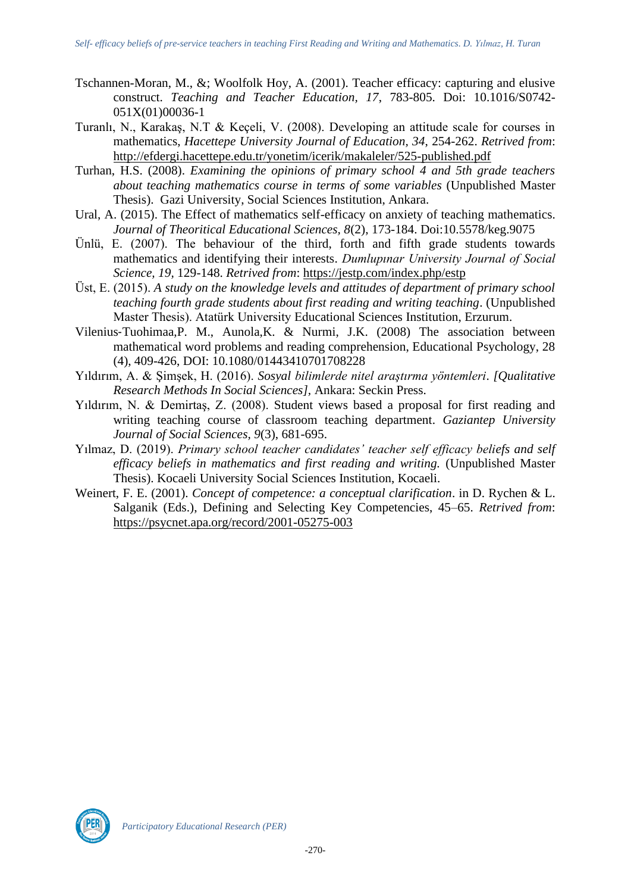Tschannen-Moran, M., &; Woolfolk Hoy, A. (2001). Teacher efficacy: capturing and elusive construct. *Teaching and Teacher Education*, *17*, 783-805. Doi: 10.1016/S0742-051X(01)00036-1

Turanlı, N., Karakaş, N.T & Keçeli, V. (2008). Developing an attitude scale for courses in mathematics, *Hacettepe University Journal of Education, 34,* 254-262. *Retrived from*: http://efdergi.hacettepe.edu.tr/yonetim/icerik/makaleler/525-published.pdf

Turhan, H.S. (2008). *Examining the opinions of primary school 4 and 5th grade teachers about teaching mathematics course in terms of some variables* (Unpublished Master Thesis). Gazi University, Social Sciences Institution, Ankara.

Ural, A. (2015). The Effect of mathematics self-efficacy on anxiety of teaching mathematics. *Journal of Theoritical Educational Sciences, 8*(2), 173-184. Doi:10.5578/keg.9075

Ünlü, E. (2007). The behaviour of the third, forth and fifth grade students towards mathematics and identifying their interests. *Dumlupınar University Journal of Social Science, 19,* 129-148. *Retrived from*: https://jestp.com/index.php/estp

Üst, E. (2015). *A study on the knowledge levels and attitudes of department of primary school teaching fourth grade students about first reading and writing teaching*. (Unpublished Master Thesis). Atatürk University Educational Sciences Institution, Erzurum.

Vilenius-Tuohimaa,P. M., Aunola,K. & Nurmi, J.K. (2008) The association between mathematical word problems and reading comprehension, Educational Psychology, 28 (4), 409-426, DOI: 10.1080/01443410701708228

Yıldırım, A. & Şimşek, H. (2016). *Sosyal bilimlerde nitel araştırma yöntemleri*. *[Qualitative Research Methods In Social Sciences],* Ankara: Seckin Press.

Yıldırım, N. & Demirtaş, Z. (2008). Student views based a proposal for first reading and writing teaching course of classroom teaching department. *Gaziantep University Journal of Social Sciences, 9*(3), 681-695.

Yılmaz, D. (2019). *Primary school teacher candidates' teacher self efficacy beliefs and self efficacy beliefs in mathematics and first reading and writing.* (Unpublished Master Thesis). Kocaeli University Social Sciences Institution, Kocaeli.

Weinert, F. E. (2001). *Concept of competence: a conceptual clarification*. in D. Rychen & L. Salganik (Eds.), Defining and Selecting Key Competencies, 45–65. *Retrived from*: https://psycnet.apa.org/record/2001-05275-003